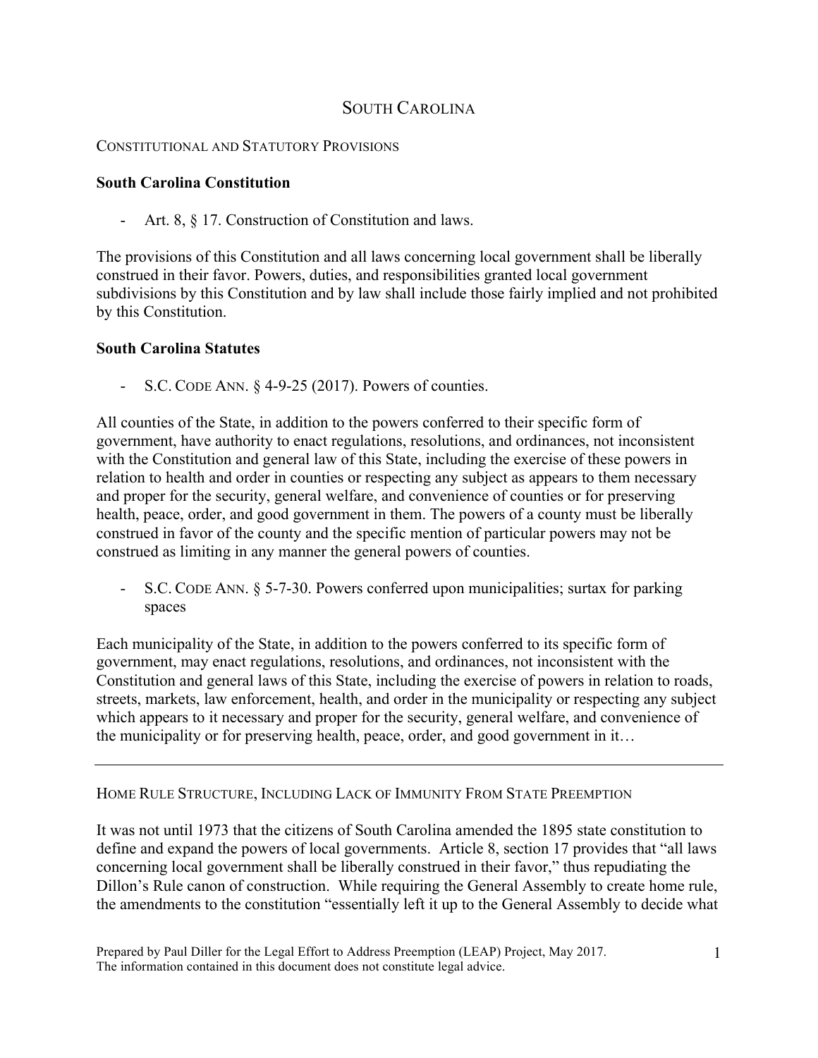# SOUTH CAROLINA

## CONSTITUTIONAL AND STATUTORY PROVISIONS

### South Carolina Constitution

- Art. 8, § 17. Construction of Constitution and laws.

The provisions of this Constitution and all laws concerning local government shall be liberally construed in their favor. Powers, duties, and responsibilities granted local government subdivisions by this Constitution and by law shall include those fairly implied and not prohibited by this Constitution.

### South Carolina Statutes

- S.C. CODE ANN. § 4-9-25 (2017). Powers of counties.

All counties of the State, in addition to the powers conferred to their specific form of government, have authority to enact regulations, resolutions, and ordinances, not inconsistent with the Constitution and general law of this State, including the exercise of these powers in relation to health and order in counties or respecting any subject as appears to them necessary and proper for the security, general welfare, and convenience of counties or for preserving health, peace, order, and good government in them. The powers of a county must be liberally construed in favor of the county and the specific mention of particular powers may not be construed as limiting in any manner the general powers of counties.

- S.C. CODE ANN. § 5-7-30. Powers conferred upon municipalities; surtax for parking spaces

Each municipality of the State, in addition to the powers conferred to its specific form of government, may enact regulations, resolutions, and ordinances, not inconsistent with the Constitution and general laws of this State, including the exercise of powers in relation to roads, streets, markets, law enforcement, health, and order in the municipality or respecting any subject which appears to it necessary and proper for the security, general welfare, and convenience of the municipality or for preserving health, peace, order, and good government in it…

---

## HOME RULE STRUCTURE, INCLUDING LACK OF IMMUNITY FROM STATE PREEMPTION

It was not until 1973 that the citizens of South Carolina amended the 1895 state constitution to define and expand the powers of local governments. Article 8, section 17 provides that "all laws concerning local government shall be liberally construed in their favor," thus repudiating the Dillon's Rule canon of construction. While requiring the General Assembly to create home rule, the amendments to the constitution "essentially left it up to the General Assembly to decide what

Prepared by Paul Diller for the Legal Effort to Address Preemption (LEAP) Project, May 2017. The information contained in this document does not constitute legal advice.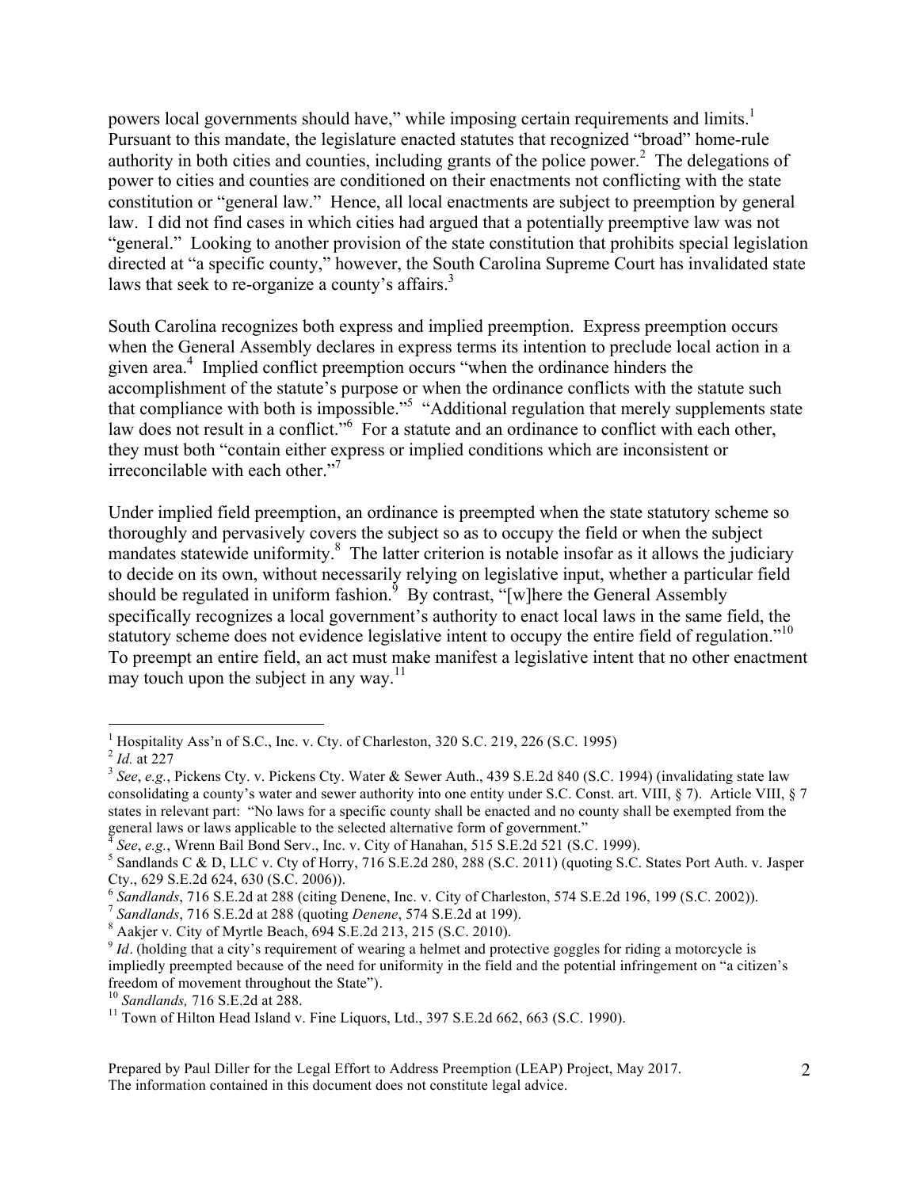powers local governments should have," while imposing certain requirements and limits.[1] Pursuant to this mandate, the legislature enacted statutes that recognized "broad" home-rule authority in both cities and counties, including grants of the police power.[2] The delegations of power to cities and counties are conditioned on their enactments not conflicting with the state constitution or "general law." Hence, all local enactments are subject to preemption by general law. I did not find cases in which cities had argued that a potentially preemptive law was not "general." Looking to another provision of the state constitution that prohibits special legislation directed at "a specific county," however, the South Carolina Supreme Court has invalidated state laws that seek to re-organize a county's affairs.[3]

South Carolina recognizes both express and implied preemption. Express preemption occurs when the General Assembly declares in express terms its intention to preclude local action in a given area.[4] Implied conflict preemption occurs "when the ordinance hinders the accomplishment of the statute's purpose or when the ordinance conflicts with the statute such that compliance with both is impossible."[5] "Additional regulation that merely supplements state law does not result in a conflict."[6] For a statute and an ordinance to conflict with each other, they must both "contain either express or implied conditions which are inconsistent or irreconcilable with each other."[7]

Under implied field preemption, an ordinance is preempted when the state statutory scheme so thoroughly and pervasively covers the subject so as to occupy the field or when the subject mandates statewide uniformity.[8] The latter criterion is notable insofar as it allows the judiciary to decide on its own, without necessarily relying on legislative input, whether a particular field should be regulated in uniform fashion.[9] By contrast, "[w]here the General Assembly specifically recognizes a local government's authority to enact local laws in the same field, the statutory scheme does not evidence legislative intent to occupy the entire field of regulation."[10] To preempt an entire field, an act must make manifest a legislative intent that no other enactment may touch upon the subject in any way.[11]

---

[1] Hospitality Ass'n of S.C., Inc. v. Cty. of Charleston, 320 S.C. 219, 226 (S.C. 1995)

[2] *Id.* at 227

[3] *See*, *e.g.*, Pickens Cty. v. Pickens Cty. Water & Sewer Auth., 439 S.E.2d 840 (S.C. 1994) (invalidating state law consolidating a county's water and sewer authority into one entity under S.C. Const. art. VIII, § 7). Article VIII, § 7 states in relevant part: "No laws for a specific county shall be enacted and no county shall be exempted from the general laws or laws applicable to the selected alternative form of government."

[4] *See*, *e.g.*, Wrenn Bail Bond Serv., Inc. v. City of Hanahan, 515 S.E.2d 521 (S.C. 1999).

[5] Sandlands C & D, LLC v. Cty of Horry, 716 S.E.2d 280, 288 (S.C. 2011) (quoting S.C. States Port Auth. v. Jasper Cty., 629 S.E.2d 624, 630 (S.C. 2006)).

[6] *Sandlands*, 716 S.E.2d at 288 (citing Denene, Inc. v. City of Charleston, 574 S.E.2d 196, 199 (S.C. 2002)).

[7] *Sandlands*, 716 S.E.2d at 288 (quoting *Denene*, 574 S.E.2d at 199).

[8] Aakjer v. City of Myrtle Beach, 694 S.E.2d 213, 215 (S.C. 2010).

[9] *Id*. (holding that a city's requirement of wearing a helmet and protective goggles for riding a motorcycle is impliedly preempted because of the need for uniformity in the field and the potential infringement on "a citizen's freedom of movement throughout the State").

[10] *Sandlands,* 716 S.E.2d at 288.

[11] Town of Hilton Head Island v. Fine Liquors, Ltd., 397 S.E.2d 662, 663 (S.C. 1990).

Prepared by Paul Diller for the Legal Effort to Address Preemption (LEAP) Project, May 2017.
The information contained in this document does not constitute legal advice.